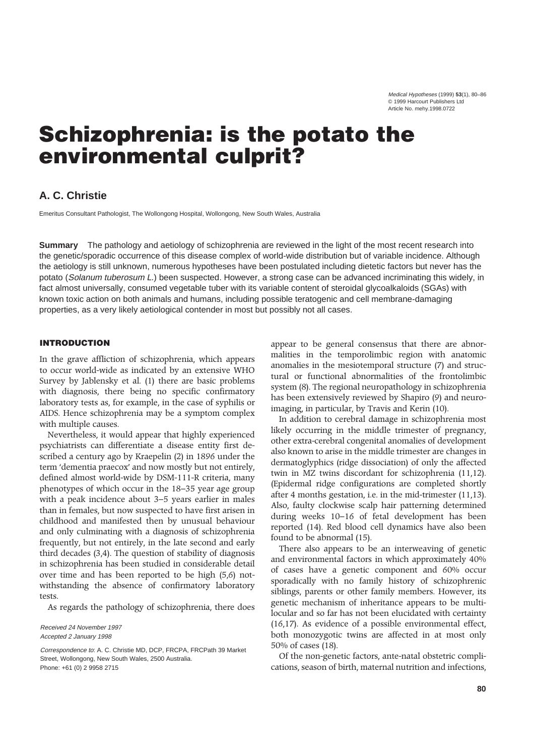# Schizophrenia: is the potato the environmental culprit?

## A. C. Christie

Emeritus Consultant Pathologist, The Wollongong Hospital, Wollongong, New South Wales, Australia

**Summary** The pathology and aetiology of schizophrenia are reviewed in the light of the most recent research into the genetic/sporadic occurrence of this disease complex of world-wide distribution but of variable incidence. Although the aetiology is still unknown, numerous hypotheses have been postulated including dietetic factors but never has the potato (*Solanum tuberosum L.*) been suspected. However, a strong case can be advanced incriminating this widely, in fact almost universally, consumed vegetable tuber with its variable content of steroidal glycoalkaloids (SGAs) with known toxic action on both animals and humans, including possible teratogenic and cell membrane-damaging properties, as a very likely aetiological contender in most but possibly not all cases.

### INTRODUCTION

In the grave affliction of schizophrenia, which appears to occur world-wide as indicated by an extensive WHO Survey by Jablensky et al. (1) there are basic problems with diagnosis, there being no specific confirmatory laboratory tests as, for example, in the case of syphilis or AIDS. Hence schizophrenia may be a symptom complex with multiple causes.

Nevertheless, it would appear that highly experienced psychiatrists can differentiate a disease entity first described a century ago by Kraepelin (2) in 1896 under the term 'dementia praecox' and now mostly but not entirely, defined almost world-wide by DSM-111-R criteria, many phenotypes of which occur in the 18–35 year age group with a peak incidence about 3–5 years earlier in males than in females, but now suspected to have first arisen in childhood and manifested then by unusual behaviour and only culminating with a diagnosis of schizophrenia frequently, but not entirely, in the late second and early third decades (3,4). The question of stability of diagnosis in schizophrenia has been studied in considerable detail over time and has been reported to be high (5,6) notwithstanding the absence of confirmatory laboratory tests.

As regards the pathology of schizophrenia, there does appear to be general consensus that there are abnormalities in the temporolimbic region with anatomic anomalies in the mesiotemporal structure (7) and structural or functional abnormalities of the frontolimbic system (8). The regional neuropathology in schizophrenia has been extensively reviewed by Shapiro (9) and neuroimaging, in particular, by Travis and Kerin (10).

In addition to cerebral damage in schizophrenia most likely occurring in the middle trimester of pregnancy, other extra-cerebral congenital anomalies of development also known to arise in the middle trimester are changes in dermatoglyphics (ridge dissociation) of only the affected twin in MZ twins discordant for schizophrenia (11,12). (Epidermal ridge configurations are completed shortly after 4 months gestation, i.e. in the mid-trimester (11,13). Also, faulty clockwise scalp hair patterning determined during weeks 10–16 of fetal development has been reported (14). Red blood cell dynamics have also been found to be abnormal (15).

There also appears to be an interweaving of genetic and environmental factors in which approximately 40% of cases have a genetic component and 60% occur sporadically with no family history of schizophrenic siblings, parents or other family members. However, its genetic mechanism of inheritance appears to be multilocular and so far has not been elucidated with certainty (16,17). As evidence of a possible environmental effect, both monozygotic twins are affected in at most only 50% of cases (18).

Of the non-genetic factors, ante-natal obstetric complications, season of birth, maternal nutrition and infections,

*Received 24 November 1997*
*Accepted 2 January 1998*

*Correspondence to*: A. C. Christie MD, DCP, FRCPA, FRCPath 39 Market Street, Wollongong, New South Wales, 2500 Australia.
Phone: +61 (0) 2 9958 2715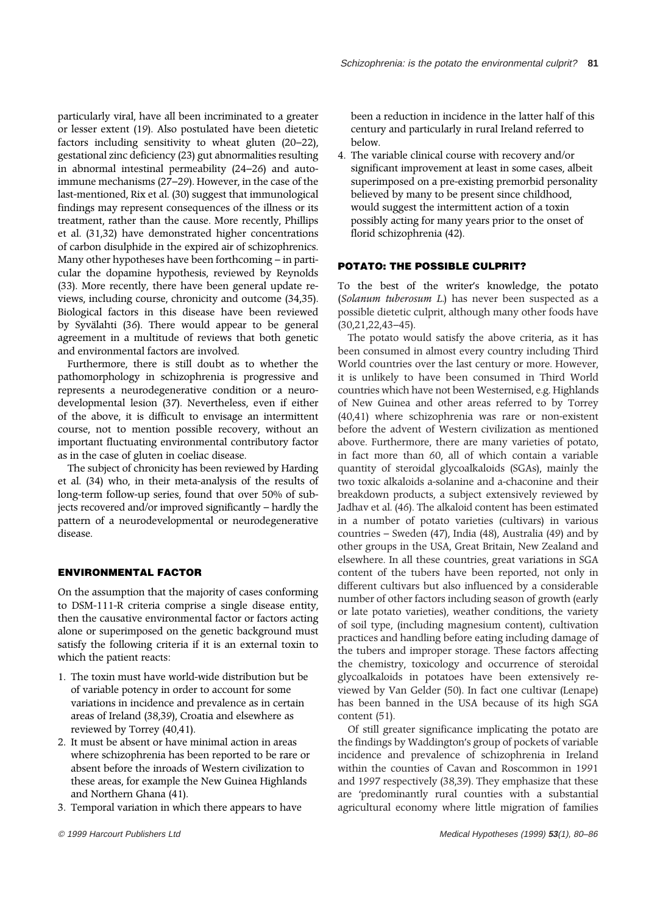particularly viral, have all been incriminated to a greater or lesser extent (19). Also postulated have been dietetic factors including sensitivity to wheat gluten (20–22), gestational zinc deficiency (23) gut abnormalities resulting in abnormal intestinal permeability (24–26) and autoimmune mechanisms (27–29). However, in the case of the last-mentioned, Rix et al. (30) suggest that immunological findings may represent consequences of the illness or its treatment, rather than the cause. More recently, Phillips et al. (31,32) have demonstrated higher concentrations of carbon disulphide in the expired air of schizophrenics. Many other hypotheses have been forthcoming – in particular the dopamine hypothesis, reviewed by Reynolds (33). More recently, there have been general update reviews, including course, chronicity and outcome (34,35). Biological factors in this disease have been reviewed by Syvälahti (36). There would appear to be general agreement in a multitude of reviews that both genetic and environmental factors are involved.

Furthermore, there is still doubt as to whether the pathomorphology in schizophrenia is progressive and represents a neurodegenerative condition or a neurodevelopmental lesion (37). Nevertheless, even if either of the above, it is difficult to envisage an intermittent course, not to mention possible recovery, without an important fluctuating environmental contributory factor as in the case of gluten in coeliac disease.

The subject of chronicity has been reviewed by Harding et al. (34) who, in their meta-analysis of the results of long-term follow-up series, found that over 50% of subjects recovered and/or improved significantly – hardly the pattern of a neurodevelopmental or neurodegenerative disease.

## ENVIRONMENTAL FACTOR

On the assumption that the majority of cases conforming to DSM-111-R criteria comprise a single disease entity, then the causative environmental factor or factors acting alone or superimposed on the genetic background must satisfy the following criteria if it is an external toxin to which the patient reacts:

1. The toxin must have world-wide distribution but be of variable potency in order to account for some variations in incidence and prevalence as in certain areas of Ireland (38,39), Croatia and elsewhere as reviewed by Torrey (40,41).
2. It must be absent or have minimal action in areas where schizophrenia has been reported to be rare or absent before the inroads of Western civilization to these areas, for example the New Guinea Highlands and Northern Ghana (41).
3. Temporal variation in which there appears to have been a reduction in incidence in the latter half of this century and particularly in rural Ireland referred to below.
4. The variable clinical course with recovery and/or significant improvement at least in some cases, albeit superimposed on a pre-existing premorbid personality believed by many to be present since childhood, would suggest the intermittent action of a toxin possibly acting for many years prior to the onset of florid schizophrenia (42).

## POTATO: THE POSSIBLE CULPRIT?

To the best of the writer's knowledge, the potato (*Solanum tuberosum L.*) has never been suspected as a possible dietetic culprit, although many other foods have (30,21,22,43–45).

The potato would satisfy the above criteria, as it has been consumed in almost every country including Third World countries over the last century or more. However, it is unlikely to have been consumed in Third World countries which have not been Westernised, e.g. Highlands of New Guinea and other areas referred to by Torrey (40,41) where schizophrenia was rare or non-existent before the advent of Western civilization as mentioned above. Furthermore, there are many varieties of potato, in fact more than 60, all of which contain a variable quantity of steroidal glycoalkaloids (SGAs), mainly the two toxic alkaloids a-solanine and a-chaconine and their breakdown products, a subject extensively reviewed by Jadhav et al. (46). The alkaloid content has been estimated in a number of potato varieties (cultivars) in various countries – Sweden (47), India (48), Australia (49) and by other groups in the USA, Great Britain, New Zealand and elsewhere. In all these countries, great variations in SGA content of the tubers have been reported, not only in different cultivars but also influenced by a considerable number of other factors including season of growth (early or late potato varieties), weather conditions, the variety of soil type, (including magnesium content), cultivation practices and handling before eating including damage of the tubers and improper storage. These factors affecting the chemistry, toxicology and occurrence of steroidal glycoalkaloids in potatoes have been extensively reviewed by Van Gelder (50). In fact one cultivar (Lenape) has been banned in the USA because of its high SGA content (51).

Of still greater significance implicating the potato are the findings by Waddington's group of pockets of variable incidence and prevalence of schizophrenia in Ireland within the counties of Cavan and Roscommon in 1991 and 1997 respectively (38,39). They emphasize that these are 'predominantly rural counties with a substantial agricultural economy where little migration of families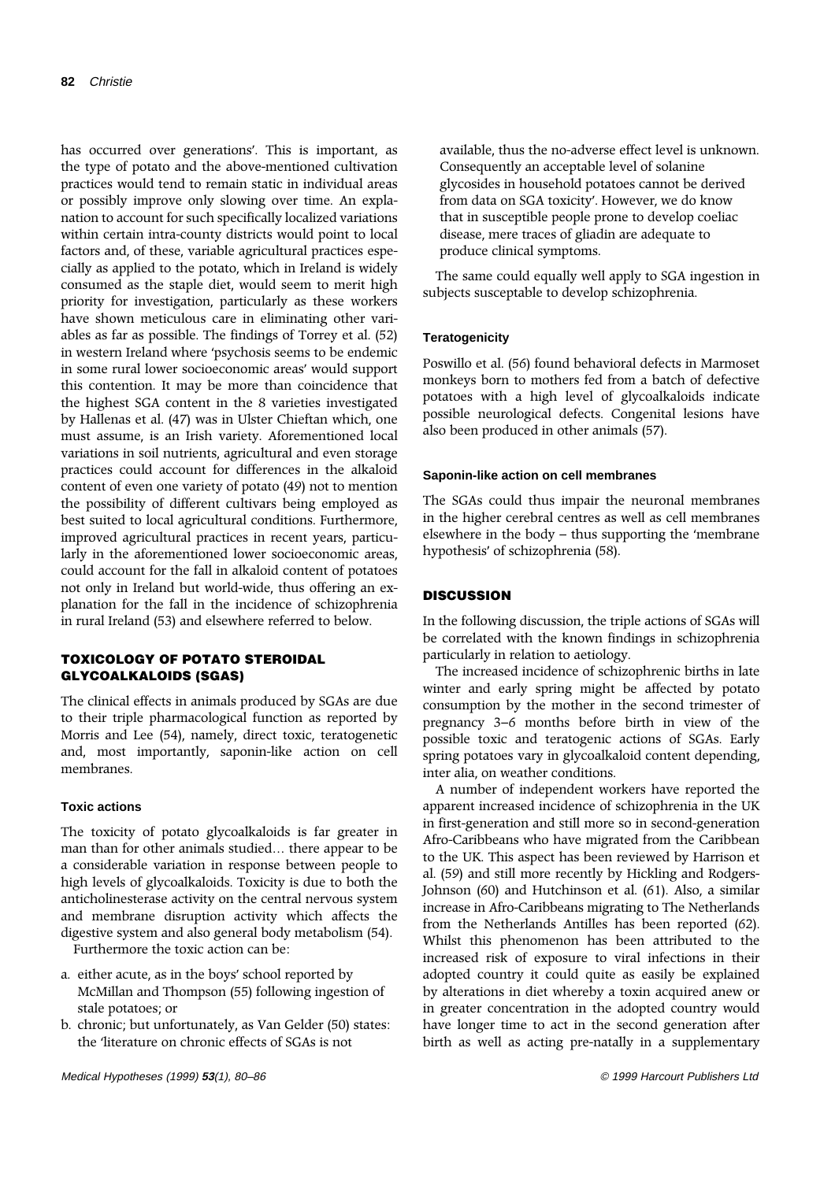has occurred over generations'. This is important, as the type of potato and the above-mentioned cultivation practices would tend to remain static in individual areas or possibly improve only slowing over time. An explanation to account for such specifically localized variations within certain intra-county districts would point to local factors and, of these, variable agricultural practices especially as applied to the potato, which in Ireland is widely consumed as the staple diet, would seem to merit high priority for investigation, particularly as these workers have shown meticulous care in eliminating other variables as far as possible. The findings of Torrey et al. (52) in western Ireland where 'psychosis seems to be endemic in some rural lower socioeconomic areas' would support this contention. It may be more than coincidence that the highest SGA content in the 8 varieties investigated by Hallenas et al. (47) was in Ulster Chieftan which, one must assume, is an Irish variety. Aforementioned local variations in soil nutrients, agricultural and even storage practices could account for differences in the alkaloid content of even one variety of potato (49) not to mention the possibility of different cultivars being employed as best suited to local agricultural conditions. Furthermore, improved agricultural practices in recent years, particularly in the aforementioned lower socioeconomic areas, could account for the fall in alkaloid content of potatoes not only in Ireland but world-wide, thus offering an explanation for the fall in the incidence of schizophrenia in rural Ireland (53) and elsewhere referred to below.

## TOXICOLOGY OF POTATO STEROIDAL GLYCOALKALOIDS (SGAS)

The clinical effects in animals produced by SGAs are due to their triple pharmacological function as reported by Morris and Lee (54), namely, direct toxic, teratogenetic and, most importantly, saponin-like action on cell membranes.

### Toxic actions

The toxicity of potato glycoalkaloids is far greater in man than for other animals studied… there appear to be a considerable variation in response between people to high levels of glycoalkaloids. Toxicity is due to both the anticholinesterase activity on the central nervous system and membrane disruption activity which affects the digestive system and also general body metabolism (54).

Furthermore the toxic action can be:

a. either acute, as in the boys' school reported by McMillan and Thompson (55) following ingestion of stale potatoes; or
b. chronic; but unfortunately, as Van Gelder (50) states: the 'literature on chronic effects of SGAs is not available, thus the no-adverse effect level is unknown. Consequently an acceptable level of solanine glycosides in household potatoes cannot be derived from data on SGA toxicity'. However, we do know that in susceptible people prone to develop coeliac disease, mere traces of gliadin are adequate to produce clinical symptoms.

The same could equally well apply to SGA ingestion in subjects susceptable to develop schizophrenia.

### Teratogenicity

Poswillo et al. (56) found behavioral defects in Marmoset monkeys born to mothers fed from a batch of defective potatoes with a high level of glycoalkaloids indicate possible neurological defects. Congenital lesions have also been produced in other animals (57).

### Saponin-like action on cell membranes

The SGAs could thus impair the neuronal membranes in the higher cerebral centres as well as cell membranes elsewhere in the body – thus supporting the 'membrane hypothesis' of schizophrenia (58).

## DISCUSSION

In the following discussion, the triple actions of SGAs will be correlated with the known findings in schizophrenia particularly in relation to aetiology.

The increased incidence of schizophrenic births in late winter and early spring might be affected by potato consumption by the mother in the second trimester of pregnancy 3–6 months before birth in view of the possible toxic and teratogenic actions of SGAs. Early spring potatoes vary in glycoalkaloid content depending, inter alia, on weather conditions.

A number of independent workers have reported the apparent increased incidence of schizophrenia in the UK in first-generation and still more so in second-generation Afro-Caribbeans who have migrated from the Caribbean to the UK. This aspect has been reviewed by Harrison et al. (59) and still more recently by Hickling and Rodgers-Johnson (60) and Hutchinson et al. (61). Also, a similar increase in Afro-Caribbeans migrating to The Netherlands from the Netherlands Antilles has been reported (62). Whilst this phenomenon has been attributed to the increased risk of exposure to viral infections in their adopted country it could quite as easily be explained by alterations in diet whereby a toxin acquired anew or in greater concentration in the adopted country would have longer time to act in the second generation after birth as well as acting pre-natally in a supplementary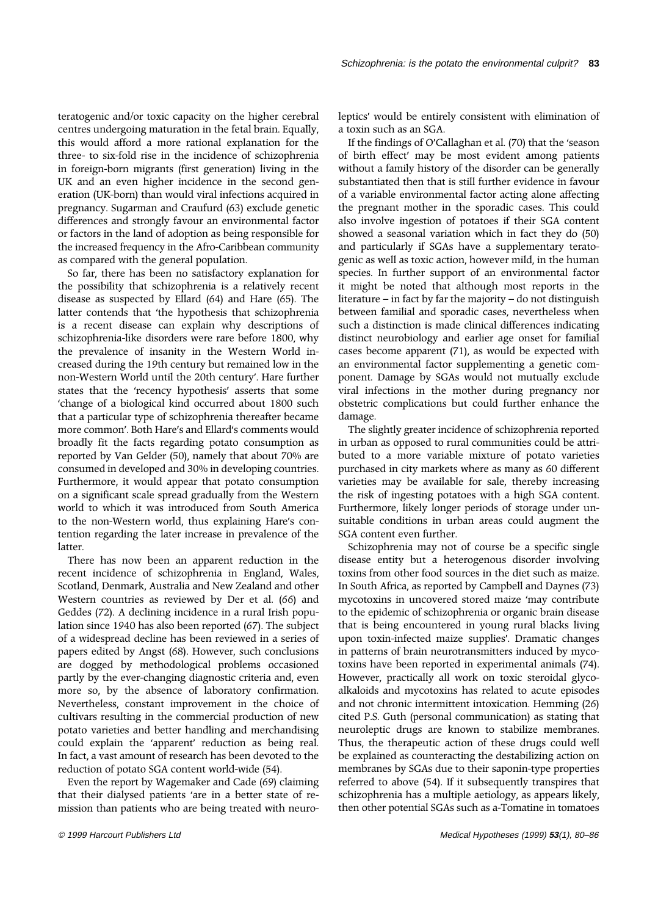teratogenic and/or toxic capacity on the higher cerebral centres undergoing maturation in the fetal brain. Equally, this would afford a more rational explanation for the three- to six-fold rise in the incidence of schizophrenia in foreign-born migrants (first generation) living in the UK and an even higher incidence in the second generation (UK-born) than would viral infections acquired in pregnancy. Sugarman and Craufurd (63) exclude genetic differences and strongly favour an environmental factor or factors in the land of adoption as being responsible for the increased frequency in the Afro-Caribbean community as compared with the general population.

So far, there has been no satisfactory explanation for the possibility that schizophrenia is a relatively recent disease as suspected by Ellard (64) and Hare (65). The latter contends that 'the hypothesis that schizophrenia is a recent disease can explain why descriptions of schizophrenia-like disorders were rare before 1800, why the prevalence of insanity in the Western World increased during the 19th century but remained low in the non-Western World until the 20th century'. Hare further states that the 'recency hypothesis' asserts that some 'change of a biological kind occurred about 1800 such that a particular type of schizophrenia thereafter became more common'. Both Hare's and Ellard's comments would broadly fit the facts regarding potato consumption as reported by Van Gelder (50), namely that about 70% are consumed in developed and 30% in developing countries. Furthermore, it would appear that potato consumption on a significant scale spread gradually from the Western world to which it was introduced from South America to the non-Western world, thus explaining Hare's contention regarding the later increase in prevalence of the latter.

There has now been an apparent reduction in the recent incidence of schizophrenia in England, Wales, Scotland, Denmark, Australia and New Zealand and other Western countries as reviewed by Der et al. (66) and Geddes (72). A declining incidence in a rural Irish population since 1940 has also been reported (67). The subject of a widespread decline has been reviewed in a series of papers edited by Angst (68). However, such conclusions are dogged by methodological problems occasioned partly by the ever-changing diagnostic criteria and, even more so, by the absence of laboratory confirmation. Nevertheless, constant improvement in the choice of cultivars resulting in the commercial production of new potato varieties and better handling and merchandising could explain the 'apparent' reduction as being real. In fact, a vast amount of research has been devoted to the reduction of potato SGA content world-wide (54).

Even the report by Wagemaker and Cade (69) claiming that their dialysed patients 'are in a better state of remission than patients who are being treated with neuroleptics' would be entirely consistent with elimination of a toxin such as an SGA.

If the findings of O'Callaghan et al. (70) that the 'season of birth effect' may be most evident among patients without a family history of the disorder can be generally substantiated then that is still further evidence in favour of a variable environmental factor acting alone affecting the pregnant mother in the sporadic cases. This could also involve ingestion of potatoes if their SGA content showed a seasonal variation which in fact they do (50) and particularly if SGAs have a supplementary teratogenic as well as toxic action, however mild, in the human species. In further support of an environmental factor it might be noted that although most reports in the literature – in fact by far the majority – do not distinguish between familial and sporadic cases, nevertheless when such a distinction is made clinical differences indicating distinct neurobiology and earlier age onset for familial cases become apparent (71), as would be expected with an environmental factor supplementing a genetic component. Damage by SGAs would not mutually exclude viral infections in the mother during pregnancy nor obstetric complications but could further enhance the damage.

The slightly greater incidence of schizophrenia reported in urban as opposed to rural communities could be attributed to a more variable mixture of potato varieties purchased in city markets where as many as 60 different varieties may be available for sale, thereby increasing the risk of ingesting potatoes with a high SGA content. Furthermore, likely longer periods of storage under unsuitable conditions in urban areas could augment the SGA content even further.

Schizophrenia may not of course be a specific single disease entity but a heterogenous disorder involving toxins from other food sources in the diet such as maize. In South Africa, as reported by Campbell and Daynes (73) mycotoxins in uncovered stored maize 'may contribute to the epidemic of schizophrenia or organic brain disease that is being encountered in young rural blacks living upon toxin-infected maize supplies'. Dramatic changes in patterns of brain neurotransmitters induced by mycotoxins have been reported in experimental animals (74). However, practically all work on toxic steroidal glycoalkaloids and mycotoxins has related to acute episodes and not chronic intermittent intoxication. Hemming (26) cited P.S. Guth (personal communication) as stating that neuroleptic drugs are known to stabilize membranes. Thus, the therapeutic action of these drugs could well be explained as counteracting the destabilizing action on membranes by SGAs due to their saponin-type properties referred to above (54). If it subsequently transpires that schizophrenia has a multiple aetiology, as appears likely, then other potential SGAs such as a-Tomatine in tomatoes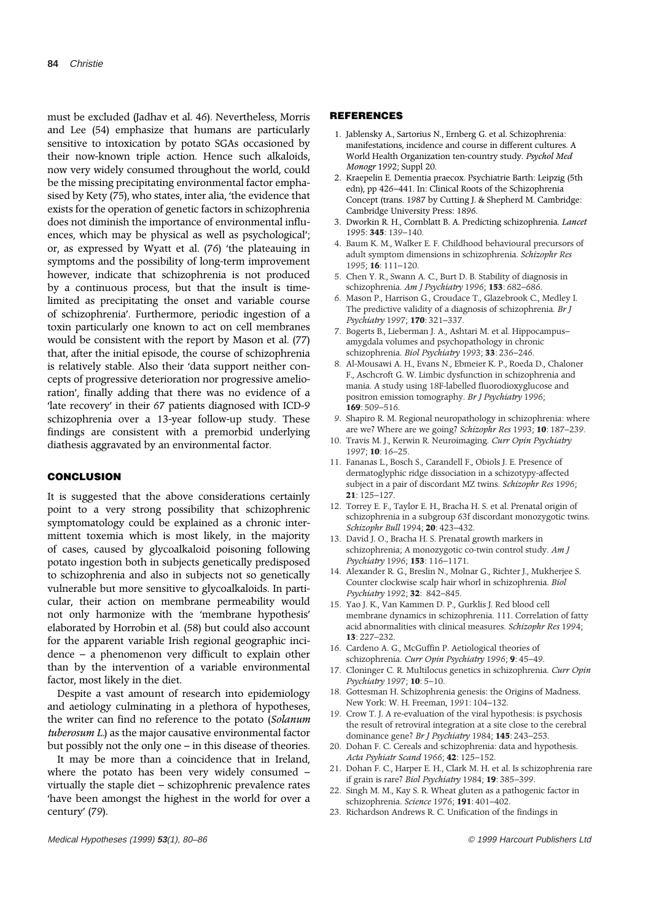must be excluded (Jadhav et al. 46). Nevertheless, Morris and Lee (54) emphasize that humans are particularly sensitive to intoxication by potato SGAs occasioned by their now-known triple action. Hence such alkaloids, now very widely consumed throughout the world, could be the missing precipitating environmental factor emphasised by Kety (75), who states, inter alia, 'the evidence that exists for the operation of genetic factors in schizophrenia does not diminish the importance of environmental influences, which may be physical as well as psychological'; or, as expressed by Wyatt et al. (76) 'the plateauing in symptoms and the possibility of long-term improvement however, indicate that schizophrenia is not produced by a continuous process, but that the insult is time-limited as precipitating the onset and variable course of schizophrenia'. Furthermore, periodic ingestion of a toxin particularly one known to act on cell membranes would be consistent with the report by Mason et al. (77) that, after the initial episode, the course of schizophrenia is relatively stable. Also their 'data support neither concepts of progressive deterioration nor progressive amelioration', finally adding that there was no evidence of a 'late recovery' in their 67 patients diagnosed with ICD-9 schizophrenia over a 13-year follow-up study. These findings are consistent with a premorbid underlying diathesis aggravated by an environmental factor.

## CONCLUSION

It is suggested that the above considerations certainly point to a very strong possibility that schizophrenic symptomatology could be explained as a chronic intermittent toxemia which is most likely, in the majority of cases, caused by glycoalkaloid poisoning following potato ingestion both in subjects genetically predisposed to schizophrenia and also in subjects not so genetically vulnerable but more sensitive to glycoalkaloids. In particular, their action on membrane permeability would not only harmonize with the 'membrane hypothesis' elaborated by Horrobin et al. (58) but could also account for the apparent variable Irish regional geographic incidence – a phenomenon very difficult to explain other than by the intervention of a variable environmental factor, most likely in the diet.

Despite a vast amount of research into epidemiology and aetiology culminating in a plethora of hypotheses, the writer can find no reference to the potato (*Solanum tuberosum L.*) as the major causative environmental factor but possibly not the only one – in this disease of theories.

It may be more than a coincidence that in Ireland, where the potato has been very widely consumed – virtually the staple diet – schizophrenic prevalence rates 'have been amongst the highest in the world for over a century' (79).

## REFERENCES

1. Jablensky A., Sartorius N., Ernberg G. et al. Schizophrenia: manifestations, incidence and course in different cultures. A World Health Organization ten-country study. *Psychol Med Monogr* 1992; Suppl 20.
2. Kraepelin E. Dementia praecox. Psychiatrie Barth: Leipzig (5th edn), pp 426–441. In: Clinical Roots of the Schizophrenia Concept (trans. 1987 by Cutting J. & Shepherd M. Cambridge: Cambridge University Press: 1896.
3. Dworkin R. H., Cornblatt B. A. Predicting schizophrenia. *Lancet* 1995: **345**: 139–140.
4. Baum K. M., Walker E. F. Childhood behavioural precursors of adult symptom dimensions in schizophrenia. *Schizophr Res* 1995; **16**: 111–120.
5. Chen Y. R., Swann A. C., Burt D. B. Stability of diagnosis in schizophrenia. *Am J Psychiatry* 1996; **153**: 682–686.
6. Mason P., Harrison G., Croudace T., Glazebrook C., Medley I. The predictive validity of a diagnosis of schizophrenia. *Br J Psychiatry* 1997; **170**: 321–337.
7. Bogerts B., Lieberman J. A., Ashtari M. et al. Hippocampus–amygdala volumes and psychopathology in chronic schizophrenia. *Biol Psychiatry* 1993; **33**: 236–246.
8. Al-Mousawi A. H., Evans N., Ebmeier K. P., Roeda D., Chaloner F., Aschcroft G. W. Limbic dysfunction in schizophrenia and mania. A study using 18F-labelled fluorodioxyglucose and positron emission tomography. *Br J Psychiatry* 1996; **169**: 509–516.
9. Shapiro R. M. Regional neuropathology in schizophrenia: where are we? Where are we going? *Schizophr Res* 1993; **10**: 187–239.
10. Travis M. J., Kerwin R. Neuroimaging. *Curr Opin Psychiatry* 1997; **10**: 16–25.
11. Fananas L., Bosch S., Carandell F., Obiols J. E. Presence of dermatoglyphic ridge dissociation in a schizotypy-affected subject in a pair of discordant MZ twins. *Schizophr Res* 1996; **21**: 125–127.
12. Torrey E. F., Taylor E. H., Bracha H. S. et al. Prenatal origin of schizophrenia in a subgroup 63f discordant monozygotic twins. *Schizophr Bull* 1994; **20**: 423–432.
13. David J. O., Bracha H. S. Prenatal growth markers in schizophrenia; A monozygotic co-twin control study. *Am J Psychiatry* 1996; **153**: 116–1171.
14. Alexander R. G., Breslin N., Molnar G., Richter J., Mukherjee S. Counter clockwise scalp hair whorl in schizophrenia. *Biol Psychiatry* 1992; **32**: 842–845.
15. Yao J. K., Van Kammen D. P., Gurklis J. Red blood cell membrane dynamics in schizophrenia. 111. Correlation of fatty acid abnormalities with clinical measures. *Schizophr Res* 1994; **13**: 227–232.
16. Cardeno A. G., McGuffin P. Aetiological theories of schizophrenia. *Curr Opin Psychiatry* 1996; **9**: 45–49.
17. Cloninger C. R. Multilocus genetics in schizophrenia. *Curr Opin Psychiatry* 1997; **10**: 5–10.
18. Gottesman H. Schizophrenia genesis: the Origins of Madness. New York: W. H. Freeman, 1991: 104–132.
19. Crow T. J. A re-evaluation of the viral hypothesis: is psychosis the result of retroviral integration at a site close to the cerebral dominance gene? *Br J Psychiatry* 1984; **145**: 243–253.
20. Dohan F. C. Cereals and schizophrenia: data and hypothesis. *Acta Psyhiatr Scand* 1966; **42**: 125–152.
21. Dohan F. C., Harper E. H., Clark M. H. et al. Is schizophrenia rare if grain is rare? *Biol Psychiatry* 1984; **19**: 385–399.
22. Singh M. M., Kay S. R. Wheat gluten as a pathogenic factor in schizophrenia. *Science* 1976; **191**: 401–402.
23. Richardson Andrews R. C. Unification of the findings in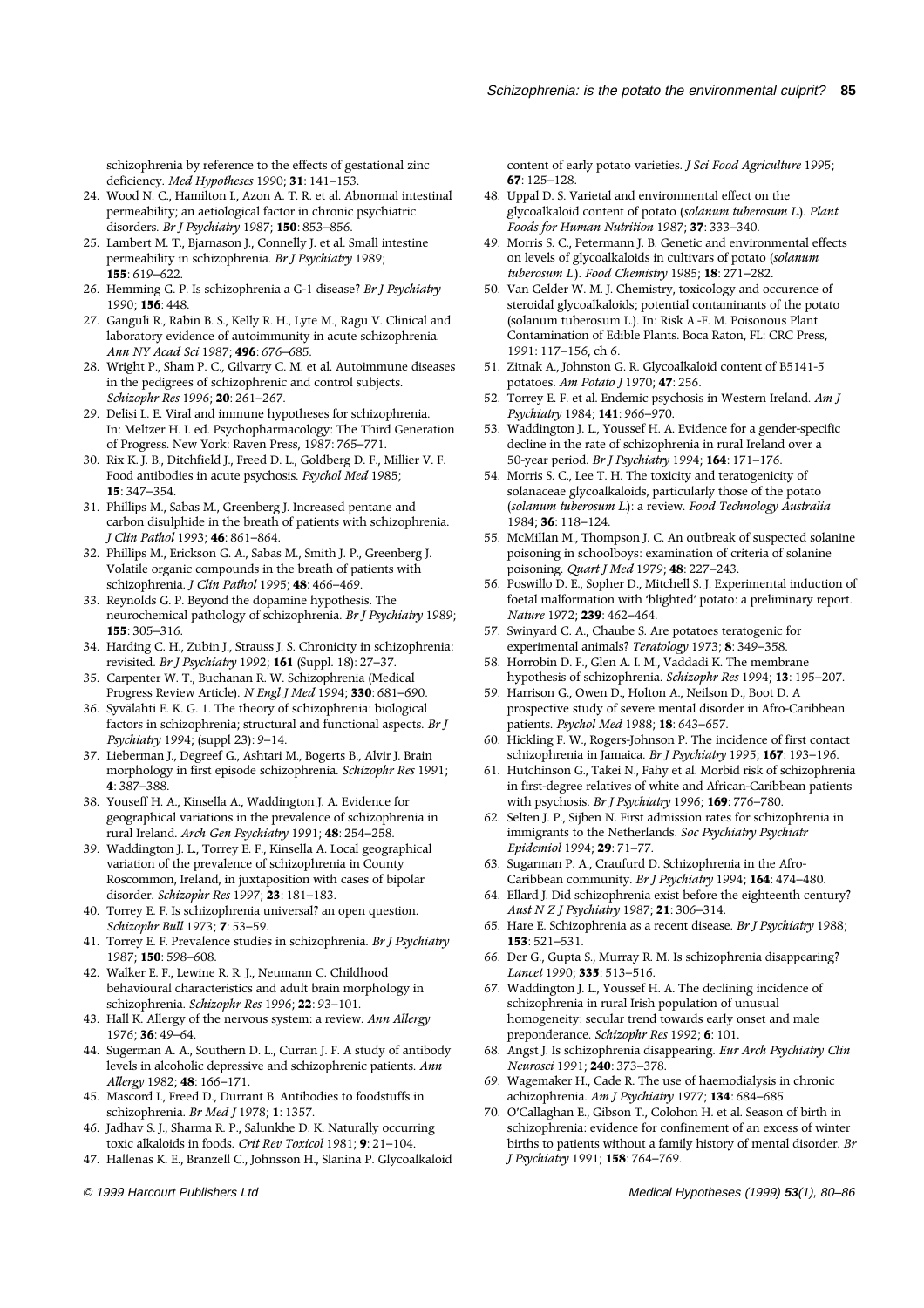schizophrenia by reference to the effects of gestational zinc deficiency. *Med Hypotheses* 1990; **31**: 141–153.

24. Wood N. C., Hamilton I., Azon A. T. R. et al. Abnormal intestinal permeability; an aetiological factor in chronic psychiatric disorders. *Br J Psychiatry* 1987; **150**: 853–856.
25. Lambert M. T., Bjarnason J., Connelly J. et al. Small intestine permeability in schizophrenia. *Br J Psychiatry* 1989; **155**: 619–622.
26. Hemming G. P. Is schizophrenia a G-1 disease? *Br J Psychiatry* 1990; **156**: 448.
27. Ganguli R., Rabin B. S., Kelly R. H., Lyte M., Ragu V. Clinical and laboratory evidence of autoimmunity in acute schizophrenia. *Ann NY Acad Sci* 1987; **496**: 676–685.
28. Wright P., Sham P. C., Gilvarry C. M. et al. Autoimmune diseases in the pedigrees of schizophrenic and control subjects. *Schizophr Res* 1996; **20**: 261–267.
29. Delisi L. E. Viral and immune hypotheses for schizophrenia. In: Meltzer H. I. ed. Psychopharmacology: The Third Generation of Progress. New York: Raven Press, 1987: 765–771.
30. Rix K. J. B., Ditchfield J., Freed D. L., Goldberg D. F., Millier V. F. Food antibodies in acute psychosis. *Psychol Med* 1985; **15**: 347–354.
31. Phillips M., Sabas M., Greenberg J. Increased pentane and carbon disulphide in the breath of patients with schizophrenia. *J Clin Pathol* 1993; **46**: 861–864.
32. Phillips M., Erickson G. A., Sabas M., Smith J. P., Greenberg J. Volatile organic compounds in the breath of patients with schizophrenia. *J Clin Pathol* 1995; **48**: 466–469.
33. Reynolds G. P. Beyond the dopamine hypothesis. The neurochemical pathology of schizophrenia. *Br J Psychiatry* 1989; **155**: 305–316.
34. Harding C. H., Zubin J., Strauss J. S. Chronicity in schizophrenia: revisited. *Br J Psychiatry* 1992; **161** (Suppl. 18): 27–37.
35. Carpenter W. T., Buchanan R. W. Schizophrenia (Medical Progress Review Article). *N Engl J Med* 1994; **330**: 681–690.
36. Syvälahti E. K. G. 1. The theory of schizophrenia: biological factors in schizophrenia; structural and functional aspects. *Br J Psychiatry* 1994; (suppl 23): 9–14.
37. Lieberman J., Degreef G., Ashtari M., Bogerts B., Alvir J. Brain morphology in first episode schizophrenia. *Schizophr Res* 1991; **4**: 387–388.
38. Youseff H. A., Kinsella A., Waddington J. A. Evidence for geographical variations in the prevalence of schizophrenia in rural Ireland. *Arch Gen Psychiatry* 1991; **48**: 254–258.
39. Waddington J. L., Torrey E. F., Kinsella A. Local geographical variation of the prevalence of schizophrenia in County Roscommon, Ireland, in juxtaposition with cases of bipolar disorder. *Schizophr Res* 1997; **23**: 181–183.
40. Torrey E. F. Is schizophrenia universal? an open question. *Schizophr Bull* 1973; **7**: 53–59.
41. Torrey E. F. Prevalence studies in schizophrenia. *Br J Psychiatry* 1987; **150**: 598–608.
42. Walker E. F., Lewine R. R. J., Neumann C. Childhood behavioural characteristics and adult brain morphology in schizophrenia. *Schizophr Res* 1996; **22**: 93–101.
43. Hall K. Allergy of the nervous system: a review. *Ann Allergy* 1976; **36**: 49–64.
44. Sugerman A. A., Southern D. L., Curran J. F. A study of antibody levels in alcoholic depressive and schizophrenic patients. *Ann Allergy* 1982; **48**: 166–171.
45. Mascord I., Freed D., Durrant B. Antibodies to foodstuffs in schizophrenia. *Br Med J* 1978; **1**: 1357.
46. Jadhav S. J., Sharma R. P., Salunkhe D. K. Naturally occurring toxic alkaloids in foods. *Crit Rev Toxicol* 1981; **9**: 21–104.
47. Hallenas K. E., Branzell C., Johnsson H., Slanina P. Glycoalkaloid content of early potato varieties. *J Sci Food Agriculture* 1995; **67**: 125–128.
48. Uppal D. S. Varietal and environmental effect on the glycoalkaloid content of potato (*solanum tuberosum L*). *Plant Foods for Human Nutrition* 1987; **37**: 333–340.
49. Morris S. C., Petermann J. B. Genetic and environmental effects on levels of glycoalkaloids in cultivars of potato (*solanum tuberosum L*.). *Food Chemistry* 1985; **18**: 271–282.
50. Van Gelder W. M. J. Chemistry, toxicology and occurence of steroidal glycoalkaloids; potential contaminants of the potato (solanum tuberosum L.). In: Risk A.-F. M. Poisonous Plant Contamination of Edible Plants. Boca Raton, FL: CRC Press, 1991: 117–156, ch 6.
51. Zitnak A., Johnston G. R. Glycoalkaloid content of B5141-5 potatoes. *Am Potato J* 1970; **47**: 256.
52. Torrey E. F. et al. Endemic psychosis in Western Ireland. *Am J Psychiatry* 1984; **141**: 966–970.
53. Waddington J. L., Youssef H. A. Evidence for a gender-specific decline in the rate of schizophrenia in rural Ireland over a 50-year period. *Br J Psychiatry* 1994; **164**: 171–176.
54. Morris S. C., Lee T. H. The toxicity and teratogenicity of solanaceae glycoalkaloids, particularly those of the potato (*solanum tuberosum L*): a review. *Food Technology Australia* 1984; **36**: 118–124.
55. McMillan M., Thompson J. C. An outbreak of suspected solanine poisoning in schoolboys: examination of criteria of solanine poisoning. *Quart J Med* 1979; **48**: 227–243.
56. Poswillo D. E., Sopher D., Mitchell S. J. Experimental induction of foetal malformation with 'blighted' potato: a preliminary report. *Nature* 1972; **239**: 462–464.
57. Swinyard C. A., Chaube S. Are potatoes teratogenic for experimental animals? *Teratology* 1973; **8**: 349–358.
58. Horrobin D. F., Glen A. I. M., Vaddadi K. The membrane hypothesis of schizophrenia. *Schizophr Res* 1994; **13**: 195–207.
59. Harrison G., Owen D., Holton A., Neilson D., Boot D. A prospective study of severe mental disorder in Afro-Caribbean patients. *Psychol Med* 1988; **18**: 643–657.
60. Hickling F. W., Rogers-Johnson P. The incidence of first contact schizophrenia in Jamaica. *Br J Psychiatry* 1995; **167**: 193–196.
61. Hutchinson G., Takei N., Fahy et al. Morbid risk of schizophrenia in first-degree relatives of white and African-Caribbean patients with psychosis. *Br J Psychiatry* 1996; **169**: 776–780.
62. Selten J. P., Sijben N. First admission rates for schizophrenia in immigrants to the Netherlands. *Soc Psychiatry Psychiatr Epidemiol* 1994; **29**: 71–77.
63. Sugarman P. A., Craufurd D. Schizophrenia in the Afro-Caribbean community. *Br J Psychiatry* 1994; **164**: 474–480.
64. Ellard J. Did schizophrenia exist before the eighteenth century? *Aust N Z J Psychiatry* 1987; **21**: 306–314.
65. Hare E. Schizophrenia as a recent disease. *Br J Psychiatry* 1988; **153**: 521–531.
66. Der G., Gupta S., Murray R. M. Is schizophrenia disappearing? *Lancet* 1990; **335**: 513–516.
67. Waddington J. L., Youssef H. A. The declining incidence of schizophrenia in rural Irish population of unusual homogeneity: secular trend towards early onset and male preponderance. *Schizophr Res* 1992; **6**: 101.
68. Angst J. Is schizophrenia disappearing. *Eur Arch Psychiatry Clin Neurosci* 1991; **240**: 373–378.
69. Wagemaker H., Cade R. The use of haemodialysis in chronic achizophrenia. *Am J Psychiatry* 1977; **134**: 684–685.
70. O'Callaghan E., Gibson T., Colohon H. et al. Season of birth in schizophrenia: evidence for confinement of an excess of winter births to patients without a family history of mental disorder. *Br J Psychiatry* 1991; **158**: 764–769.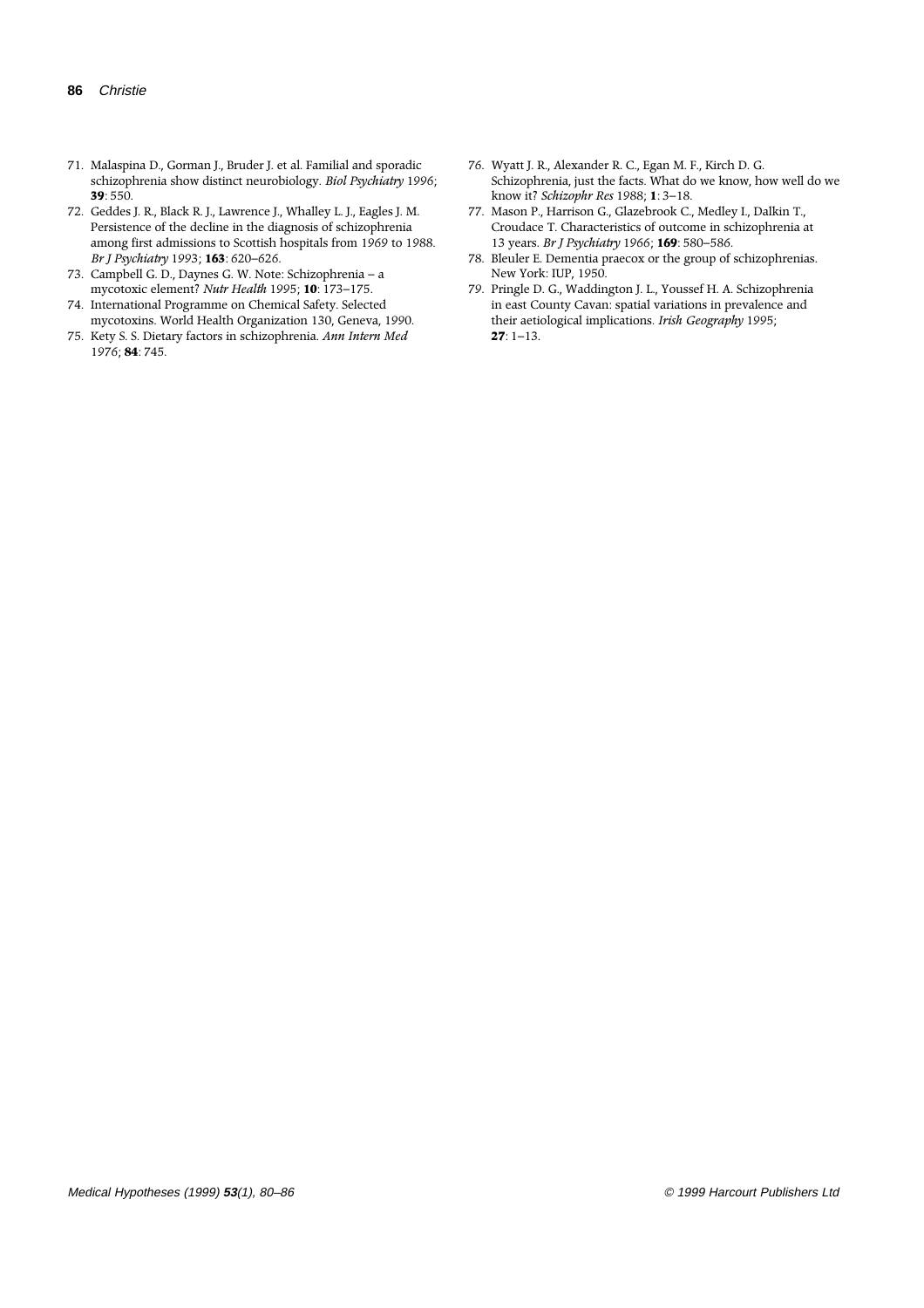71. Malaspina D., Gorman J., Bruder J. et al. Familial and sporadic schizophrenia show distinct neurobiology. *Biol Psychiatry* 1996; **39**: 550.
72. Geddes J. R., Black R. J., Lawrence J., Whalley L. J., Eagles J. M. Persistence of the decline in the diagnosis of schizophrenia among first admissions to Scottish hospitals from 1969 to 1988. *Br J Psychiatry* 1993; **163**: 620–626.
73. Campbell G. D., Daynes G. W. Note: Schizophrenia – a mycotoxic element? *Nutr Health* 1995; **10**: 173–175.
74. International Programme on Chemical Safety. Selected mycotoxins. World Health Organization 130, Geneva, 1990.
75. Kety S. S. Dietary factors in schizophrenia. *Ann Intern Med* 1976; **84**: 745.
76. Wyatt J. R., Alexander R. C., Egan M. F., Kirch D. G. Schizophrenia, just the facts. What do we know, how well do we know it? *Schizophr Res* 1988; **1**: 3–18.
77. Mason P., Harrison G., Glazebrook C., Medley I., Dalkin T., Croudace T. Characteristics of outcome in schizophrenia at 13 years. *Br J Psychiatry* 1966; **169**: 580–586.
78. Bleuler E. Dementia praecox or the group of schizophrenias. New York: IUP, 1950.
79. Pringle D. G., Waddington J. L., Youssef H. A. Schizophrenia in east County Cavan: spatial variations in prevalence and their aetiological implications. *Irish Geography* 1995; **27**: 1–13.